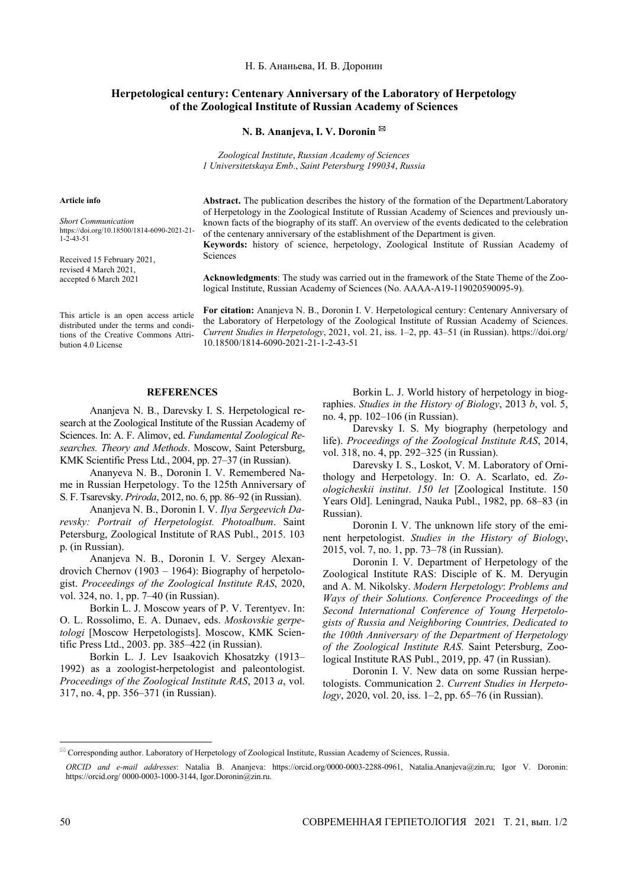Н. Б. Ананьева, И. В. Доронин

# Herpetological century: Centenary Anniversary of the Laboratory of Herpetology of the Zoological Institute of Russian Academy of Sciences

**N. B. Ananjeva, I. V. Doronin** ✉

*Zoological Institute, Russian Academy of Sciences*
*1 Universitetskaya Emb., Saint Petersburg 199034, Russia*

**Article info**

*Short Communication*
https://doi.org/10.18500/1814-6090-2021-21-1-2-43-51

Received 15 February 2021,
revised 4 March 2021,
accepted 6 March 2021

This article is an open access article distributed under the terms and conditions of the Creative Commons Attribution 4.0 License

**Abstract.** The publication describes the history of the formation of the Department/Laboratory of Herpetology in the Zoological Institute of Russian Academy of Sciences and previously unknown facts of the biography of its staff. An overview of the events dedicated to the celebration of the centenary anniversary of the establishment of the Department is given.
**Keywords:** history of science, herpetology, Zoological Institute of Russian Academy of Sciences

**Acknowledgments**: The study was carried out in the framework of the State Theme of the Zoological Institute, Russian Academy of Sciences (No. AAAA-A19-119020590095-9).

**For citation:** Ananjeva N. B., Doronin I. V. Herpetological century: Centenary Anniversary of the Laboratory of Herpetology of the Zoological Institute of Russian Academy of Sciences. *Current Studies in Herpetology*, 2021, vol. 21, iss. 1–2, pp. 43–51 (in Russian). https://doi.org/10.18500/1814-6090-2021-21-1-2-43-51

## REFERENCES

Ananjeva N. B., Darevsky I. S. Herpetological research at the Zoological Institute of the Russian Academy of Sciences. In: A. F. Alimov, ed. *Fundamental Zoological Researches. Theory and Methods*. Moscow, Saint Petersburg, KMK Scientific Press Ltd., 2004, pp. 27–37 (in Russian).

Ananyeva N. B., Doronin I. V. Remembered Name in Russian Herpetology. To the 125th Anniversary of S. F. Tsarevsky. *Priroda*, 2012, no. 6, pp. 86–92 (in Russian).

Ananjeva N. B., Doronin I. V. *Ilya Sergeevich Darevsky: Portrait of Herpetologist. Photoalbum*. Saint Petersburg, Zoological Institute of RAS Publ., 2015. 103 p. (in Russian).

Ananjeva N. B., Doronin I. V. Sergey Alexandrovich Chernov (1903 – 1964): Biography of herpetologist. *Proceedings of the Zoological Institute RAS*, 2020, vol. 324, no. 1, pp. 7–40 (in Russian).

Borkin L. J. Moscow years of P. V. Terentyev. In: O. L. Rossolimo, E. A. Dunaev, eds. *Moskovskie gerpetologi* [Moscow Herpetologists]. Moscow, KMK Scientific Press Ltd., 2003. pp. 385–422 (in Russian).

Borkin L. J. Lev Isaakovich Khosatzky (1913–1992) as a zoologist-herpetologist and paleontologist. *Proceedings of the Zoological Institute RAS*, 2013 *a*, vol. 317, no. 4, pp. 356–371 (in Russian).

Borkin L. J. World history of herpetology in biographies. *Studies in the History of Biology*, 2013 *b*, vol. 5, no. 4, pp. 102–106 (in Russian).

Darevsky I. S. My biography (herpetology and life). *Proceedings of the Zoological Institute RAS*, 2014, vol. 318, no. 4, pp. 292–325 (in Russian).

Darevsky I. S., Loskot, V. M. Laboratory of Ornithology and Herpetology. In: O. A. Scarlato, ed. *Zoologicheskii institut*. *150 let* [Zoological Institute. 150 Years Old]. Leningrad, Nauka Publ., 1982, pp. 68–83 (in Russian).

Doronin I. V. The unknown life story of the eminent herpetologist. *Studies in the History of Biology*, 2015, vol. 7, no. 1, pp. 73–78 (in Russian).

Doronin I. V. Department of Herpetology of the Zoological Institute RAS: Disciple of K. M. Deryugin and A. M. Nikolsky. *Modern Herpetology*: *Problems and Ways of their Solutions. Conference Proceedings of the Second International Conference of Young Herpetologists of Russia and Neighboring Countries, Dedicated to the 100th Anniversary of the Department of Herpetology of the Zoological Institute RAS*. Saint Petersburg, Zoological Institute RAS Publ., 2019, pp. 47 (in Russian).

Doronin I. V. New data on some Russian herpetologists. Communication 2. *Current Studies in Herpetology*, 2020, vol. 20, iss. 1–2, pp. 65–76 (in Russian).

---

✉ Corresponding author. Laboratory of Herpetology of Zoological Institute, Russian Academy of Sciences, Russia.

*ORCID and e-mail addresses*: Natalia B. Ananjeva: https://orcid.org/0000-0003-2288-0961, Natalia.Ananjeva@zin.ru; Igor V. Doronin: https://orcid.org/ 0000-0003-1000-3144, Igor.Doronin@zin.ru.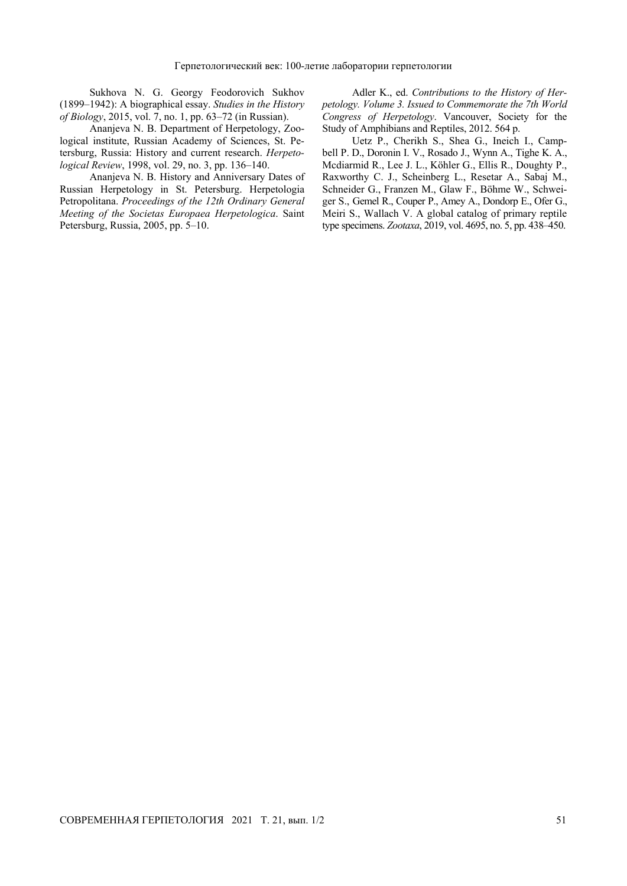Sukhova N. G. Georgy Feodorovich Sukhov (1899–1942): A biographical essay. *Studies in the History of Biology*, 2015, vol. 7, no. 1, pp. 63–72 (in Russian).

Ananjeva N. B. Department of Herpetology, Zoological institute, Russian Academy of Sciences, St. Petersburg, Russia: History and current research. *Herpetological Review*, 1998, vol. 29, no. 3, pp. 136–140.

Ananjeva N. B. History and Anniversary Dates of Russian Herpetology in St. Petersburg. Herpetologia Petropolitana. *Proceedings of the 12th Ordinary General Meeting of the Societas Europaea Herpetologica*. Saint Petersburg, Russia, 2005, pp. 5–10.

Adler K., ed. *Contributions to the History of Herpetology. Volume 3. Issued to Commemorate the 7th World Congress of Herpetology*. Vancouver, Society for the Study of Amphibians and Reptiles, 2012. 564 p.

Uetz P., Cherikh S., Shea G., Ineich I., Campbell P. D., Doronin I. V., Rosado J., Wynn A., Tighe K. A., Mcdiarmid R., Lee J. L., Köhler G., Ellis R., Doughty P., Raxworthy C. J., Scheinberg L., Resetar A., Sabaj M., Schneider G., Franzen M., Glaw F., Böhme W., Schweiger S., Gemel R., Couper P., Amey A., Dondorp E., Ofer G., Meiri S., Wallach V. A global catalog of primary reptile type specimens. *Zootaxa*, 2019, vol. 4695, no. 5, pp. 438–450.